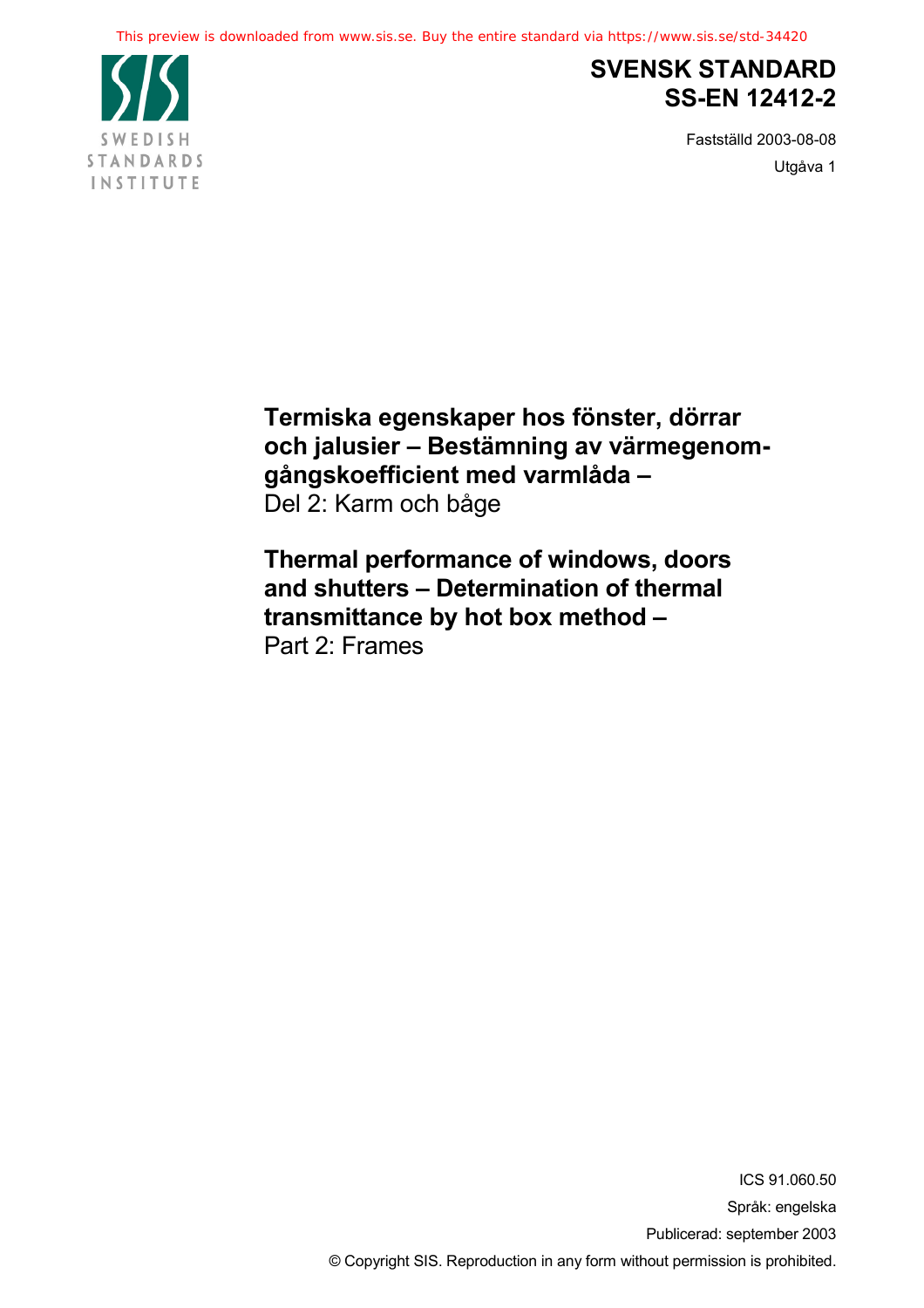This preview is downloaded from www.sis.se. Buy the entire standard via https://www.sis.se/std-34420

SWEDISH STANDARDS INSTITUTE

# SVENSK STANDARD
# SS-EN 12412-2

Fastställd 2003-08-08

Utgåva 1

**Termiska egenskaper hos fönster, dörrar och jalusier – Bestämning av värmegenomgångskoefficient med varmlåda –**
Del 2: Karm och båge

**Thermal performance of windows, doors and shutters – Determination of thermal transmittance by hot box method –**
Part 2: Frames

ICS 91.060.50

Språk: engelska

Publicerad: september 2003

© Copyright SIS. Reproduction in any form without permission is prohibited.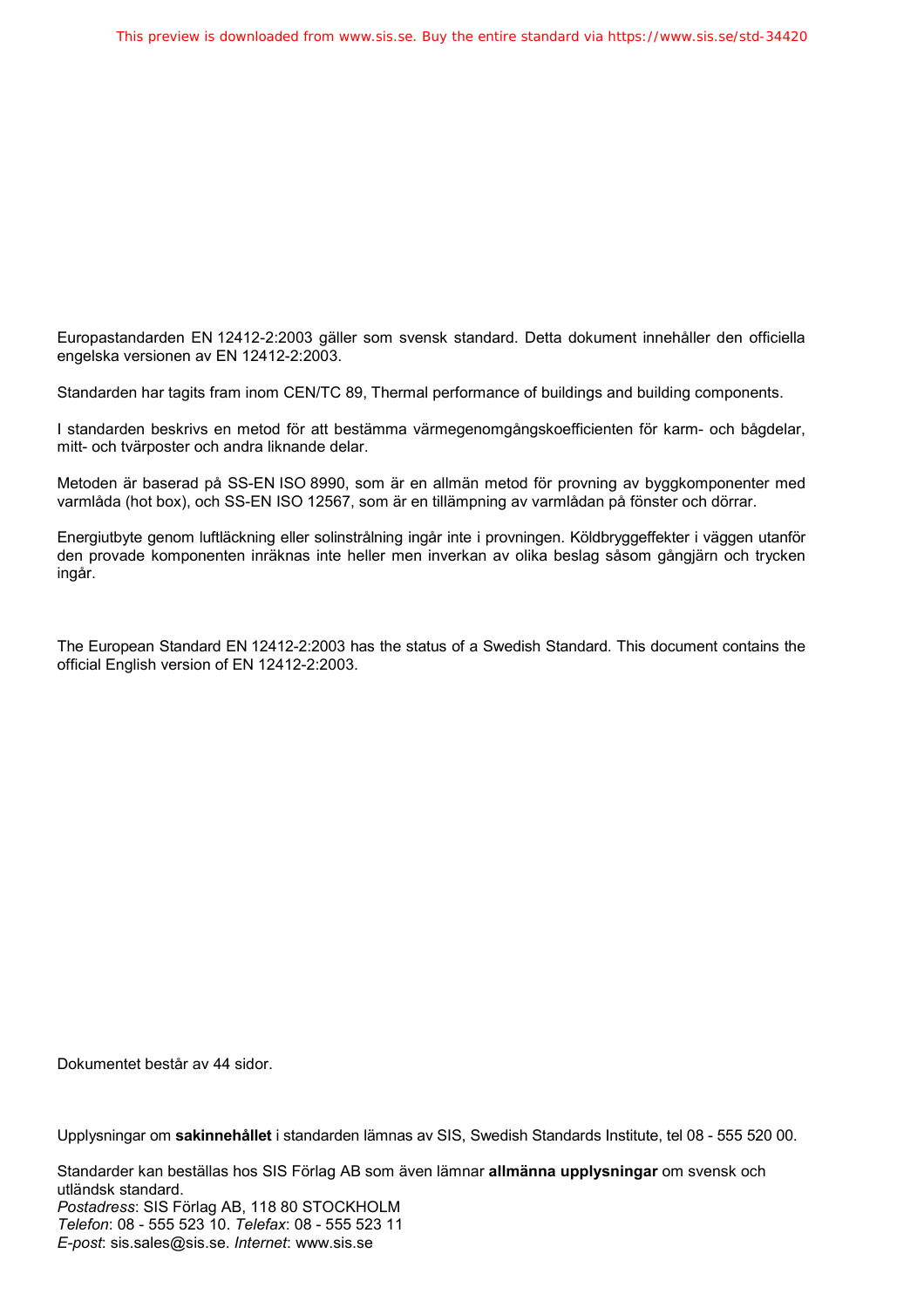Europastandarden EN 12412-2:2003 gäller som svensk standard. Detta dokument innehåller den officiella engelska versionen av EN 12412-2:2003.

Standarden har tagits fram inom CEN/TC 89, Thermal performance of buildings and building components.

I standarden beskrivs en metod för att bestämma värmegenomgångskoefficienten för karm- och bågdelar, mitt- och tvärposter och andra liknande delar.

Metoden är baserad på SS-EN ISO 8990, som är en allmän metod för provning av byggkomponenter med varmlåda (hot box), och SS-EN ISO 12567, som är en tillämpning av varmlådan på fönster och dörrar.

Energiutbyte genom luftläckning eller solinstrålning ingår inte i provningen. Köldbryggeffekter i väggen utanför den provade komponenten inräknas inte heller men inverkan av olika beslag såsom gångjärn och trycken ingår.

The European Standard EN 12412-2:2003 has the status of a Swedish Standard. This document contains the official English version of EN 12412-2:2003.

Dokumentet består av 44 sidor.

Upplysningar om **sakinnehållet** i standarden lämnas av SIS, Swedish Standards Institute, tel 08 - 555 520 00.

Standarder kan beställas hos SIS Förlag AB som även lämnar **allmänna upplysningar** om svensk och utländsk standard.
*Postadress*: SIS Förlag AB, 118 80 STOCKHOLM
*Telefon*: 08 - 555 523 10. *Telefax*: 08 - 555 523 11
*E-post*: sis.sales@sis.se. *Internet*: www.sis.se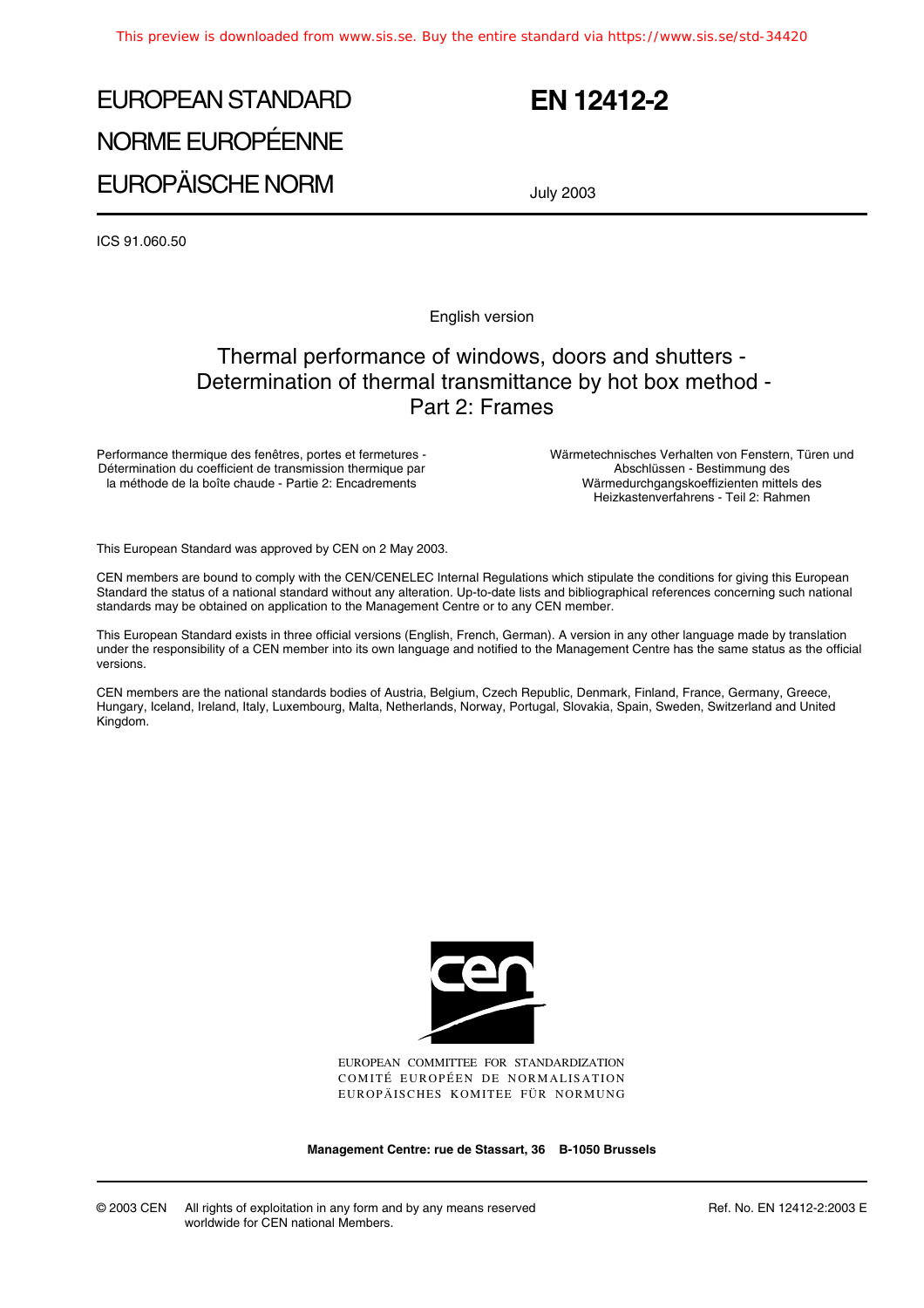# EUROPEAN STANDARD
# NORME EUROPÉENNE
# EUROPÄISCHE NORM

# EN 12412-2

July 2003

ICS 91.060.50

English version

## Thermal performance of windows, doors and shutters - Determination of thermal transmittance by hot box method - Part 2: Frames

Performance thermique des fenêtres, portes et fermetures - Détermination du coefficient de transmission thermique par la méthode de la boîte chaude - Partie 2: Encadrements

Wärmetechnisches Verhalten von Fenstern, Türen und Abschlüssen - Bestimmung des Wärmedurchgangskoeffizienten mittels des Heizkastenverfahrens - Teil 2: Rahmen

This European Standard was approved by CEN on 2 May 2003.

CEN members are bound to comply with the CEN/CENELEC Internal Regulations which stipulate the conditions for giving this European Standard the status of a national standard without any alteration. Up-to-date lists and bibliographical references concerning such national standards may be obtained on application to the Management Centre or to any CEN member.

This European Standard exists in three official versions (English, French, German). A version in any other language made by translation under the responsibility of a CEN member into its own language and notified to the Management Centre has the same status as the official versions.

CEN members are the national standards bodies of Austria, Belgium, Czech Republic, Denmark, Finland, France, Germany, Greece, Hungary, Iceland, Ireland, Italy, Luxembourg, Malta, Netherlands, Norway, Portugal, Slovakia, Spain, Sweden, Switzerland and United Kingdom.

EUROPEAN COMMITTEE FOR STANDARDIZATION
COMITÉ EUROPÉEN DE NORMALISATION
EUROPÄISCHES KOMITEE FÜR NORMUNG

**Management Centre: rue de Stassart, 36 B-1050 Brussels**

© 2003 CEN All rights of exploitation in any form and by any means reserved worldwide for CEN national Members.

Ref. No. EN 12412-2:2003 E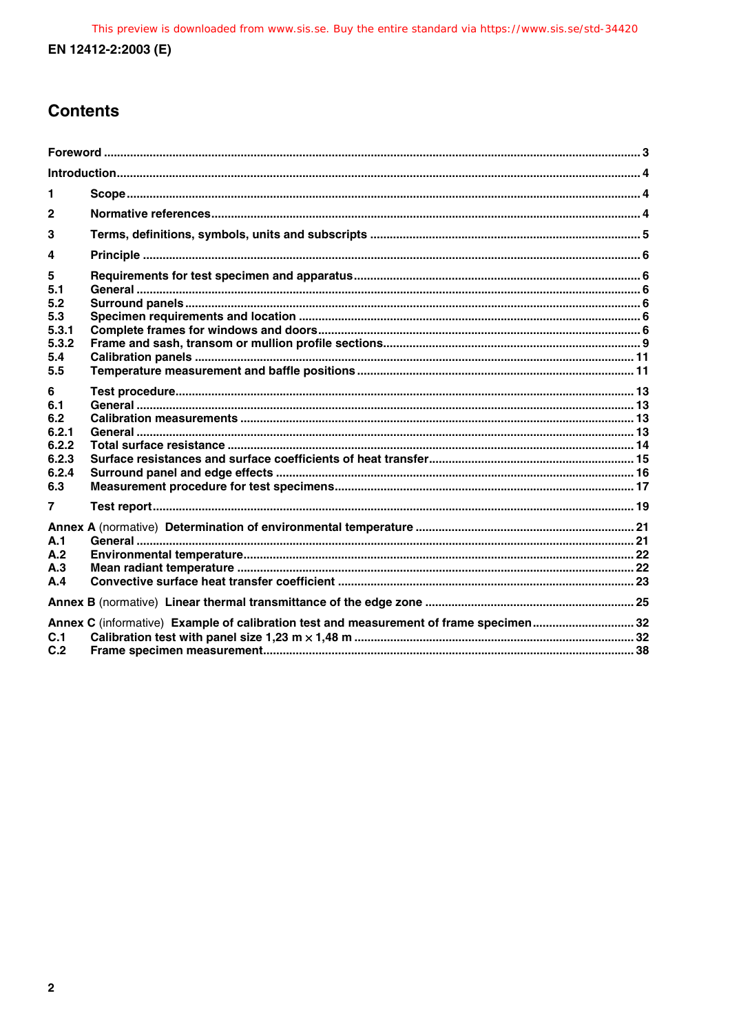# Contents

Foreword ... 3

Introduction ... 4

1 Scope ... 4

2 Normative references ... 4

3 Terms, definitions, symbols, units and subscripts ... 5

4 Principle ... 6

5 Requirements for test specimen and apparatus ... 6
5.1 General ... 6
5.2 Surround panels ... 6
5.3 Specimen requirements and location ... 6
5.3.1 Complete frames for windows and doors ... 6
5.3.2 Frame and sash, transom or mullion profile sections ... 9
5.4 Calibration panels ... 11
5.5 Temperature measurement and baffle positions ... 11

6 Test procedure ... 13
6.1 General ... 13
6.2 Calibration measurements ... 13
6.2.1 General ... 13
6.2.2 Total surface resistance ... 14
6.2.3 Surface resistances and surface coefficients of heat transfer ... 15
6.2.4 Surround panel and edge effects ... 16
6.3 Measurement procedure for test specimens ... 17

7 Test report ... 19

Annex A (normative) Determination of environmental temperature ... 21
A.1 General ... 21
A.2 Environmental temperature ... 22
A.3 Mean radiant temperature ... 22
A.4 Convective surface heat transfer coefficient ... 23

Annex B (normative) Linear thermal transmittance of the edge zone ... 25

Annex C (informative) Example of calibration test and measurement of frame specimen ... 32
C.1 Calibration test with panel size 1,23 m × 1,48 m ... 32
C.2 Frame specimen measurement ... 38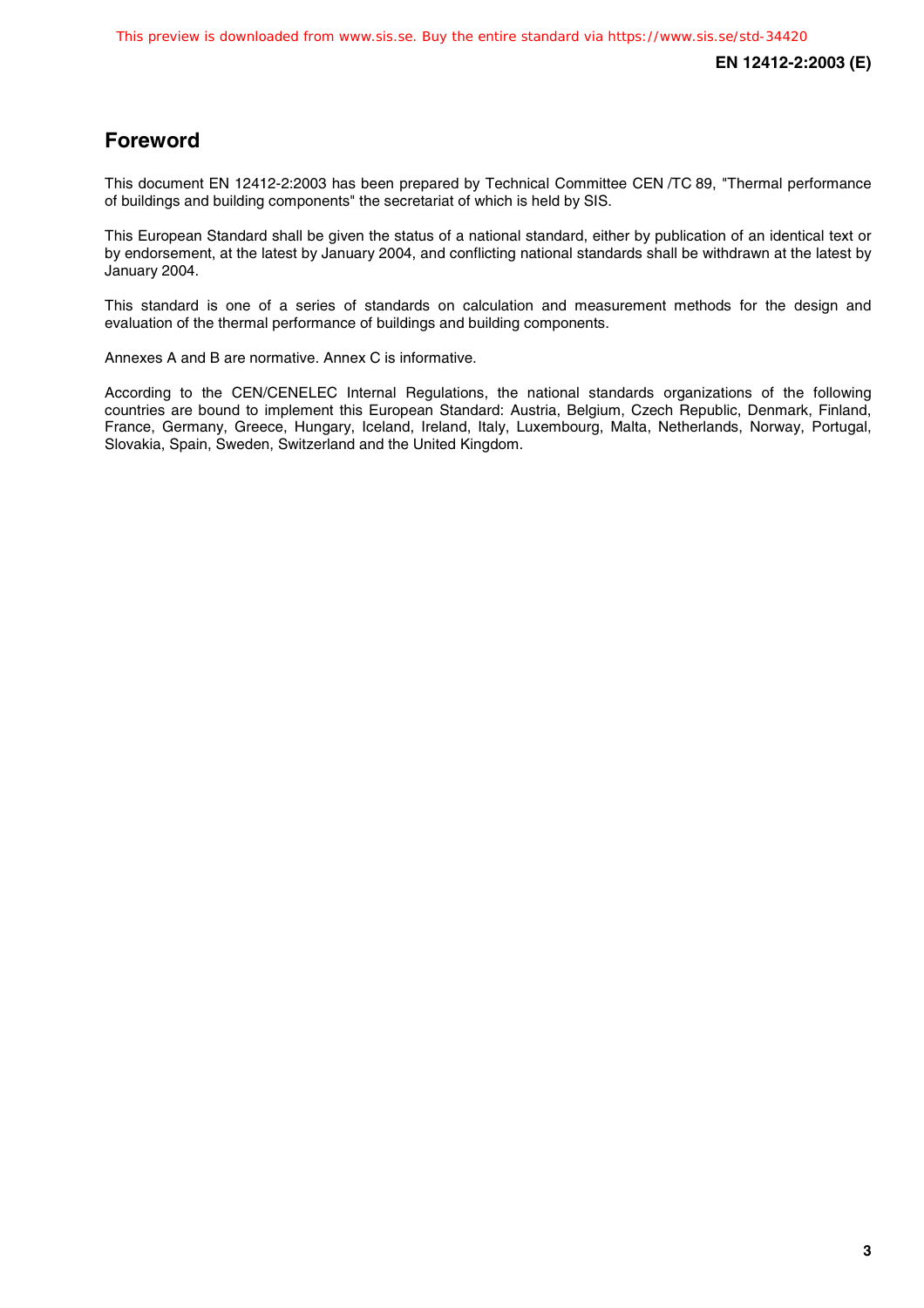## Foreword

This document EN 12412-2:2003 has been prepared by Technical Committee CEN /TC 89, "Thermal performance of buildings and building components" the secretariat of which is held by SIS.

This European Standard shall be given the status of a national standard, either by publication of an identical text or by endorsement, at the latest by January 2004, and conflicting national standards shall be withdrawn at the latest by January 2004.

This standard is one of a series of standards on calculation and measurement methods for the design and evaluation of the thermal performance of buildings and building components.

Annexes A and B are normative. Annex C is informative.

According to the CEN/CENELEC Internal Regulations, the national standards organizations of the following countries are bound to implement this European Standard: Austria, Belgium, Czech Republic, Denmark, Finland, France, Germany, Greece, Hungary, Iceland, Ireland, Italy, Luxembourg, Malta, Netherlands, Norway, Portugal, Slovakia, Spain, Sweden, Switzerland and the United Kingdom.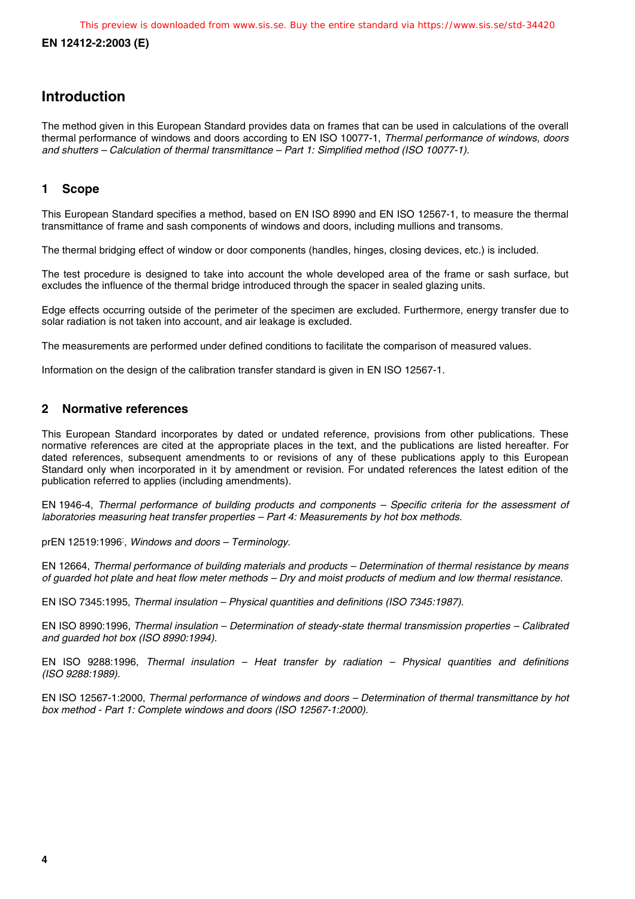## Introduction

The method given in this European Standard provides data on frames that can be used in calculations of the overall thermal performance of windows and doors according to EN ISO 10077-1, *Thermal performance of windows, doors and shutters – Calculation of thermal transmittance – Part 1: Simplified method (ISO 10077-1).*

## 1 Scope

This European Standard specifies a method, based on EN ISO 8990 and EN ISO 12567-1, to measure the thermal transmittance of frame and sash components of windows and doors, including mullions and transoms.

The thermal bridging effect of window or door components (handles, hinges, closing devices, etc.) is included.

The test procedure is designed to take into account the whole developed area of the frame or sash surface, but excludes the influence of the thermal bridge introduced through the spacer in sealed glazing units.

Edge effects occurring outside of the perimeter of the specimen are excluded. Furthermore, energy transfer due to solar radiation is not taken into account, and air leakage is excluded.

The measurements are performed under defined conditions to facilitate the comparison of measured values.

Information on the design of the calibration transfer standard is given in EN ISO 12567-1.

## 2 Normative references

This European Standard incorporates by dated or undated reference, provisions from other publications. These normative references are cited at the appropriate places in the text, and the publications are listed hereafter. For dated references, subsequent amendments to or revisions of any of these publications apply to this European Standard only when incorporated in it by amendment or revision. For undated references the latest edition of the publication referred to applies (including amendments).

EN 1946-4, *Thermal performance of building products and components – Specific criteria for the assessment of laboratories measuring heat transfer properties – Part 4: Measurements by hot box methods.*

prEN 12519:1996[1], *Windows and doors – Terminology.*

EN 12664, *Thermal performance of building materials and products – Determination of thermal resistance by means of guarded hot plate and heat flow meter methods – Dry and moist products of medium and low thermal resistance.*

EN ISO 7345:1995, *Thermal insulation – Physical quantities and definitions (ISO 7345:1987).*

EN ISO 8990:1996, *Thermal insulation – Determination of steady-state thermal transmission properties – Calibrated and guarded hot box (ISO 8990:1994).*

EN ISO 9288:1996, *Thermal insulation – Heat transfer by radiation – Physical quantities and definitions (ISO 9288:1989).*

EN ISO 12567-1:2000, *Thermal performance of windows and doors – Determination of thermal transmittance by hot box method - Part 1: Complete windows and doors (ISO 12567-1:2000).*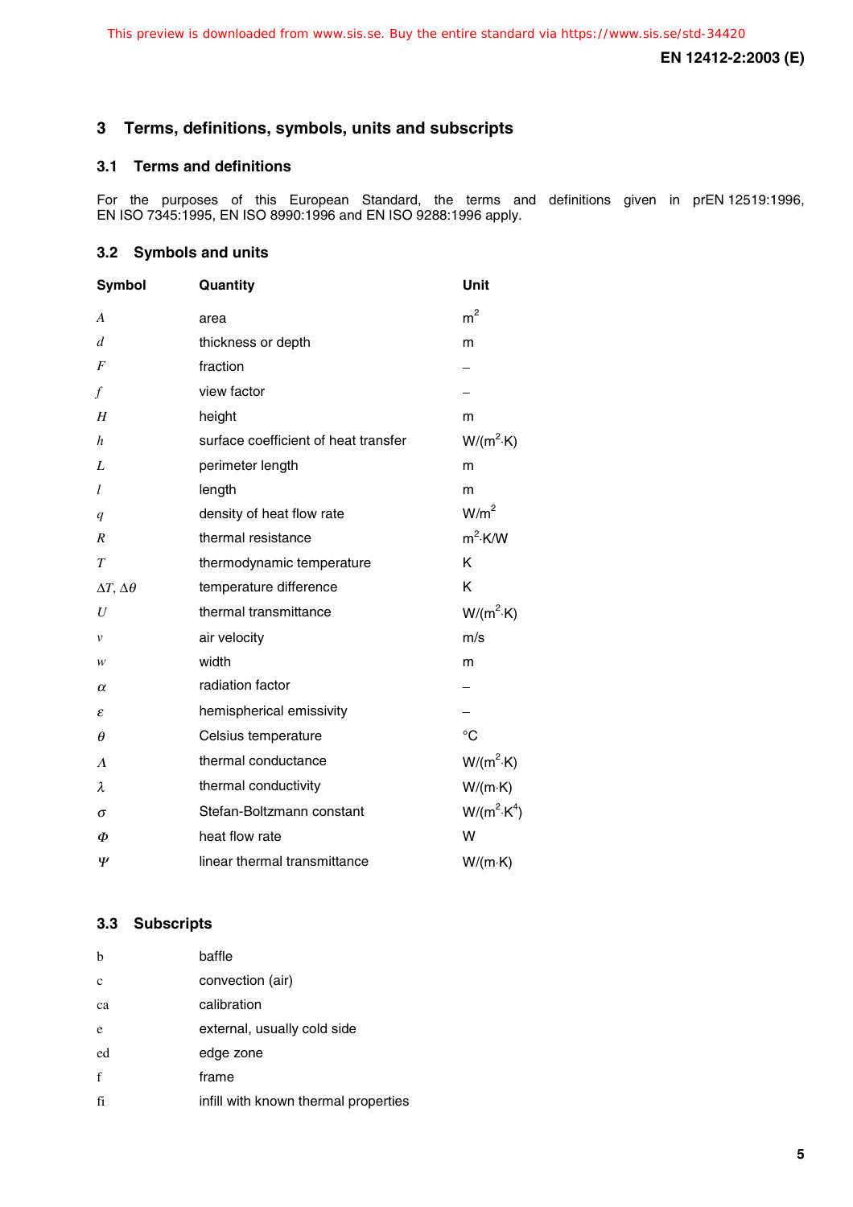## 3 Terms, definitions, symbols, units and subscripts

### 3.1 Terms and definitions

For the purposes of this European Standard, the terms and definitions given in prEN 12519:1996, EN ISO 7345:1995, EN ISO 8990:1996 and EN ISO 9288:1996 apply.

### 3.2 Symbols and units

| Symbol | Quantity | Unit |
|---|---|---|
| $A$ | area | $m^2$ |
| $d$ | thickness or depth | m |
| $F$ | fraction | – |
| $f$ | view factor | – |
| $H$ | height | m |
| $h$ | surface coefficient of heat transfer | $W/(m^2{\cdot}K)$ |
| $L$ | perimeter length | m |
| $l$ | length | m |
| $q$ | density of heat flow rate | $W/m^2$ |
| $R$ | thermal resistance | $m^2{\cdot}K/W$ |
| $T$ | thermodynamic temperature | K |
| $\Delta T$, $\Delta\theta$ | temperature difference | K |
| $U$ | thermal transmittance | $W/(m^2{\cdot}K)$ |
| $v$ | air velocity | m/s |
| $w$ | width | m |
| $\alpha$ | radiation factor | – |
| $\varepsilon$ | hemispherical emissivity | – |
| $\theta$ | Celsius temperature | °C |
| $\Lambda$ | thermal conductance | $W/(m^2{\cdot}K)$ |
| $\lambda$ | thermal conductivity | $W/(m{\cdot}K)$ |
| $\sigma$ | Stefan-Boltzmann constant | $W/(m^2{\cdot}K^4)$ |
| $\Phi$ | heat flow rate | W |
| $\Psi$ | linear thermal transmittance | $W/(m{\cdot}K)$ |

### 3.3 Subscripts

| | |
|---|---|
| b | baffle |
| c | convection (air) |
| ca | calibration |
| e | external, usually cold side |
| ed | edge zone |
| f | frame |
| fi | infill with known thermal properties |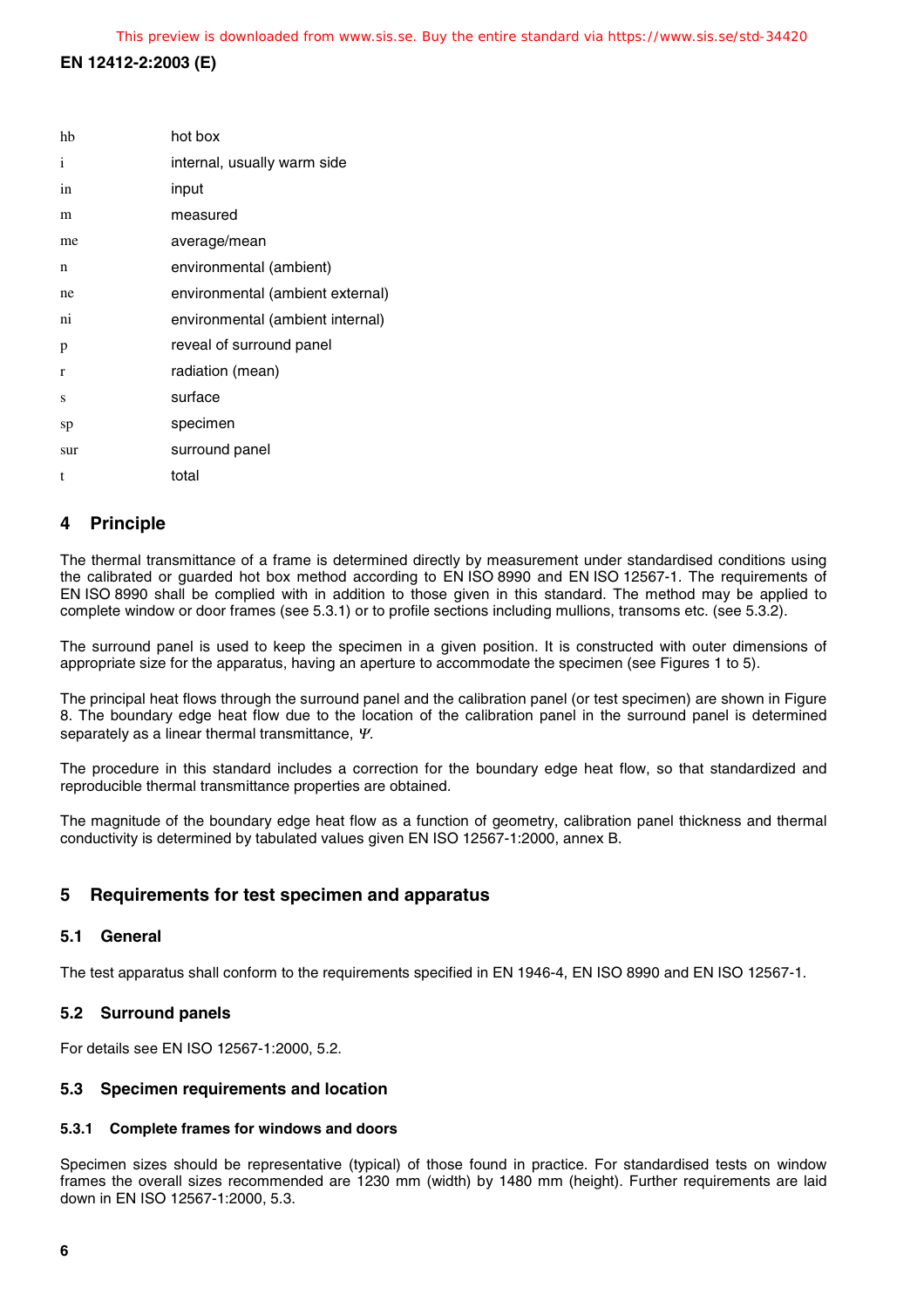| | |
|---|---|
| hb | hot box |
| i | internal, usually warm side |
| in | input |
| m | measured |
| me | average/mean |
| n | environmental (ambient) |
| ne | environmental (ambient external) |
| ni | environmental (ambient internal) |
| p | reveal of surround panel |
| r | radiation (mean) |
| s | surface |
| sp | specimen |
| sur | surround panel |
| t | total |

## 4 Principle

The thermal transmittance of a frame is determined directly by measurement under standardised conditions using the calibrated or guarded hot box method according to EN ISO 8990 and EN ISO 12567-1. The requirements of EN ISO 8990 shall be complied with in addition to those given in this standard. The method may be applied to complete window or door frames (see 5.3.1) or to profile sections including mullions, transoms etc. (see 5.3.2).

The surround panel is used to keep the specimen in a given position. It is constructed with outer dimensions of appropriate size for the apparatus, having an aperture to accommodate the specimen (see Figures 1 to 5).

The principal heat flows through the surround panel and the calibration panel (or test specimen) are shown in Figure 8. The boundary edge heat flow due to the location of the calibration panel in the surround panel is determined separately as a linear thermal transmittance, $\Psi$.

The procedure in this standard includes a correction for the boundary edge heat flow, so that standardized and reproducible thermal transmittance properties are obtained.

The magnitude of the boundary edge heat flow as a function of geometry, calibration panel thickness and thermal conductivity is determined by tabulated values given EN ISO 12567-1:2000, annex B.

## 5 Requirements for test specimen and apparatus

### 5.1 General

The test apparatus shall conform to the requirements specified in EN 1946-4, EN ISO 8990 and EN ISO 12567-1.

### 5.2 Surround panels

For details see EN ISO 12567-1:2000, 5.2.

### 5.3 Specimen requirements and location

#### 5.3.1 Complete frames for windows and doors

Specimen sizes should be representative (typical) of those found in practice. For standardised tests on window frames the overall sizes recommended are 1230 mm (width) by 1480 mm (height). Further requirements are laid down in EN ISO 12567-1:2000, 5.3.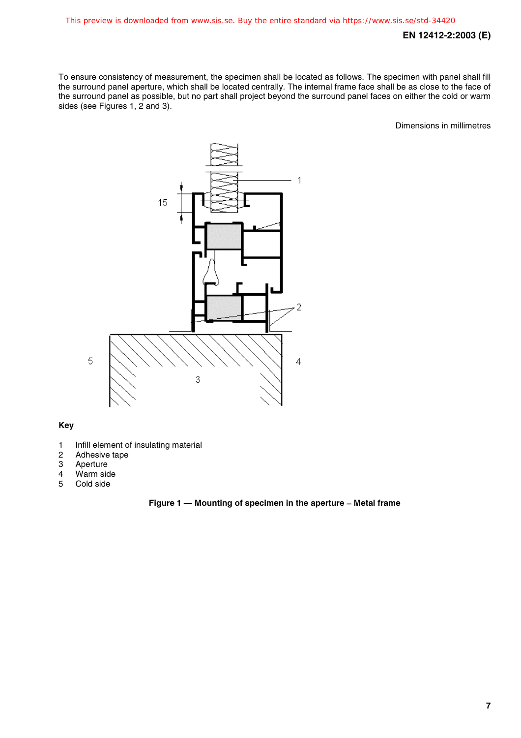To ensure consistency of measurement, the specimen shall be located as follows. The specimen with panel shall fill the surround panel aperture, which shall be located centrally. The internal frame face shall be as close to the face of the surround panel as possible, but no part shall project beyond the surround panel faces on either the cold or warm sides (see Figures 1, 2 and 3).

Dimensions in millimetres

**Key**

1 Infill element of insulating material
2 Adhesive tape
3 Aperture
4 Warm side
5 Cold side

**Figure 1 — Mounting of specimen in the aperture – Metal frame**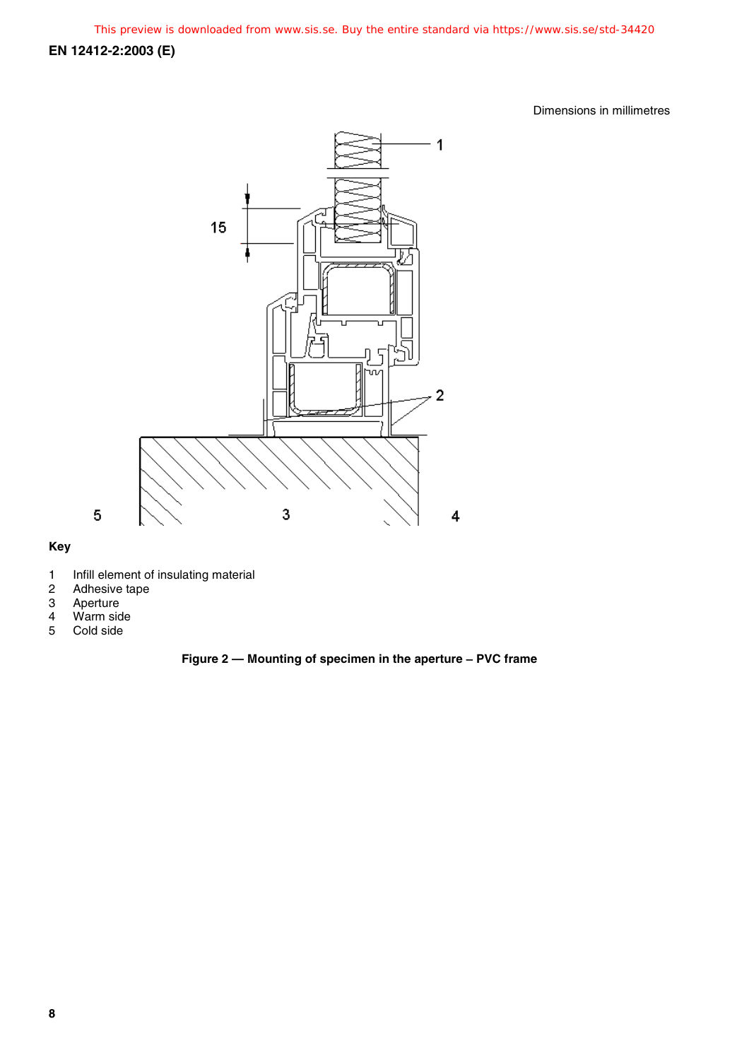Dimensions in millimetres

**Key**

1 Infill element of insulating material
2 Adhesive tape
3 Aperture
4 Warm side
5 Cold side

**Figure 2 — Mounting of specimen in the aperture – PVC frame**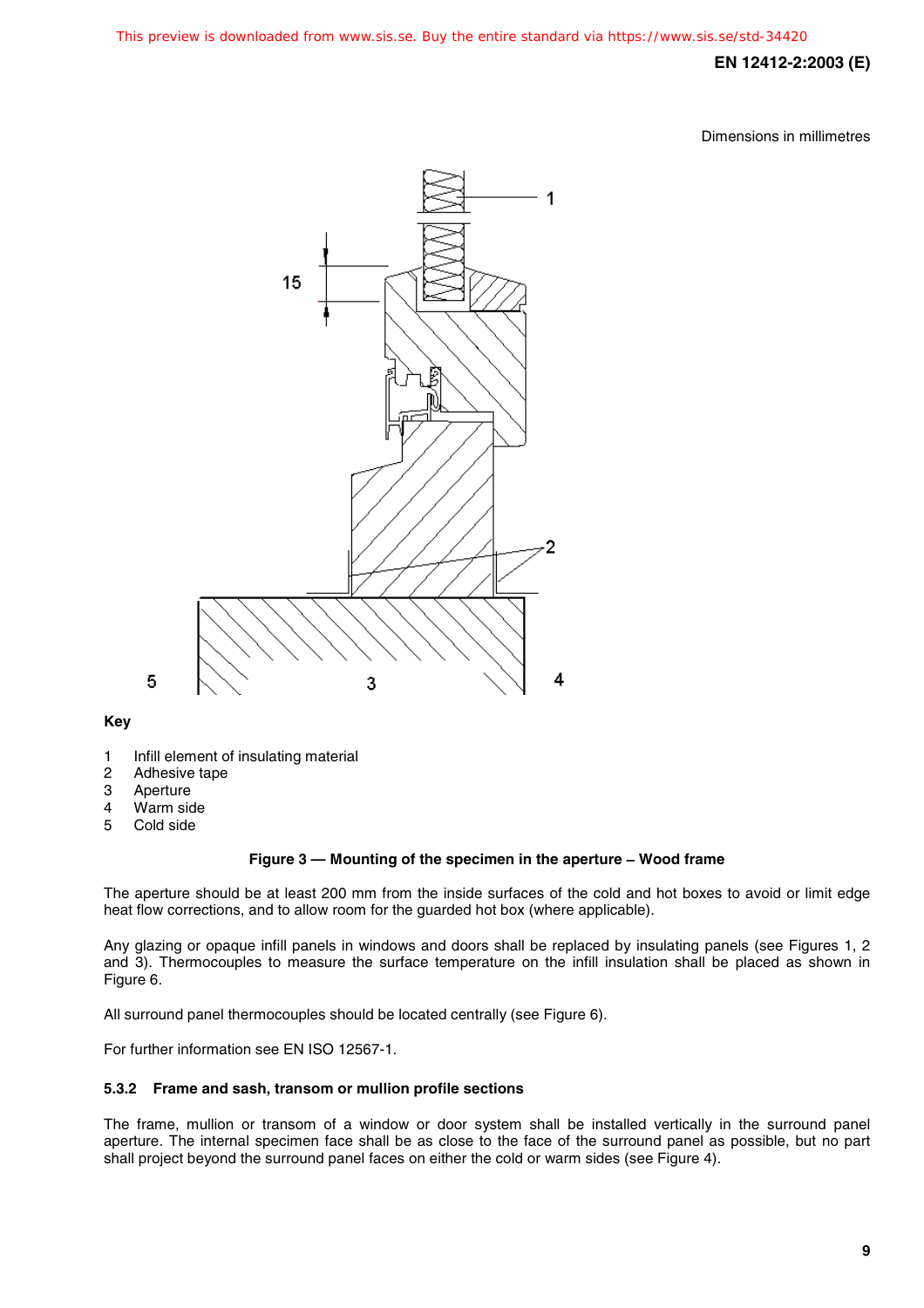Dimensions in millimetres

15

1

2

5

3

4

**Key**

1 Infill element of insulating material
2 Adhesive tape
3 Aperture
4 Warm side
5 Cold side

**Figure 3 — Mounting of the specimen in the aperture – Wood frame**

The aperture should be at least 200 mm from the inside surfaces of the cold and hot boxes to avoid or limit edge heat flow corrections, and to allow room for the guarded hot box (where applicable).

Any glazing or opaque infill panels in windows and doors shall be replaced by insulating panels (see Figures 1, 2 and 3). Thermocouples to measure the surface temperature on the infill insulation shall be placed as shown in Figure 6.

All surround panel thermocouples should be located centrally (see Figure 6).

For further information see EN ISO 12567-1.

### 5.3.2 Frame and sash, transom or mullion profile sections

The frame, mullion or transom of a window or door system shall be installed vertically in the surround panel aperture. The internal specimen face shall be as close to the face of the surround panel as possible, but no part shall project beyond the surround panel faces on either the cold or warm sides (see Figure 4).